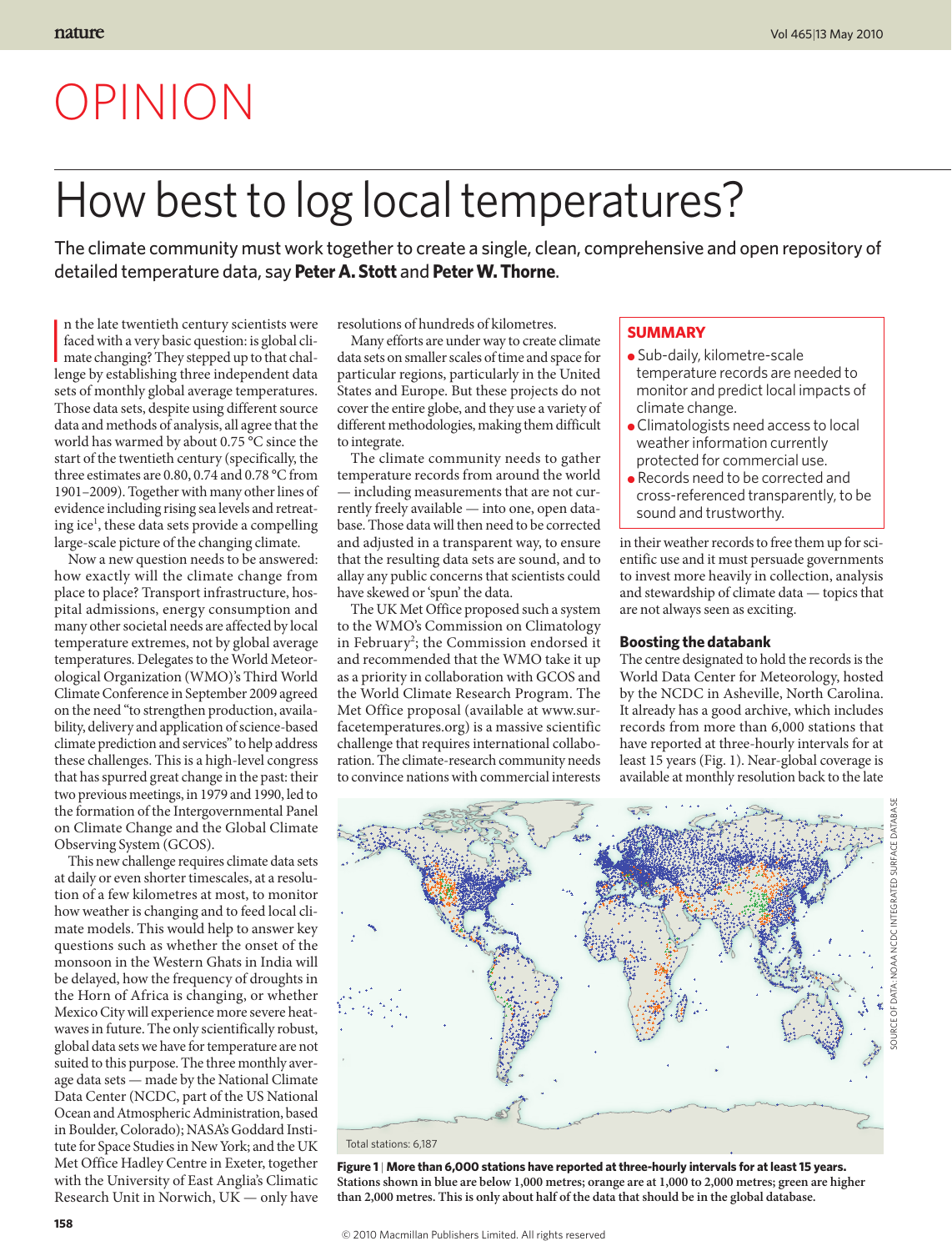# OPINION

# How best to log local temperatures?

The climate community must work together to create a single, clean, comprehensive and open repository of detailed temperature data, say **Peter A. Stott** and **Peter W. Thorne**.

In the late twentieth century scientists were faced with a very basic question: is global climate changing? They stepped up to that challenge by establishing three independent data sets of monthly global average temperatures. Those data sets, despite using different source data and methods of analysis, all agree that the world has warmed by about 0.75 °C since the start of the twentieth century (specifically, the three estimates are 0.80, 0.74 and 0.78 °C from 1901–2009). Together with many other lines of evidence including rising sea levels and retreating ice[1], these data sets provide a compelling large-scale picture of the changing climate.

Now a new question needs to be answered: how exactly will the climate change from place to place? Transport infrastructure, hospital admissions, energy consumption and many other societal needs are affected by local temperature extremes, not by global average temperatures. Delegates to the World Meteorological Organization (WMO)'s Third World Climate Conference in September 2009 agreed on the need "to strengthen production, availability, delivery and application of science-based climate prediction and services" to help address these challenges. This is a high-level congress that has spurred great change in the past: their two previous meetings, in 1979 and 1990, led to the formation of the Intergovernmental Panel on Climate Change and the Global Climate Observing System (GCOS).

This new challenge requires climate data sets at daily or even shorter timescales, at a resolution of a few kilometres at most, to monitor how weather is changing and to feed local climate models. This would help to answer key questions such as whether the onset of the monsoon in the Western Ghats in India will be delayed, how the frequency of droughts in the Horn of Africa is changing, or whether Mexico City will experience more severe heatwaves in future. The only scientifically robust, global data sets we have for temperature are not suited to this purpose. The three monthly average data sets — made by the National Climate Data Center (NCDC, part of the US National Ocean and Atmospheric Administration, based in Boulder, Colorado); NASA's Goddard Institute for Space Studies in New York; and the UK Met Office Hadley Centre in Exeter, together with the University of East Anglia's Climatic Research Unit in Norwich, UK — only have resolutions of hundreds of kilometres.

Many efforts are under way to create climate data sets on smaller scales of time and space for particular regions, particularly in the United States and Europe. But these projects do not cover the entire globe, and they use a variety of different methodologies, making them difficult to integrate.

The climate community needs to gather temperature records from around the world — including measurements that are not currently freely available — into one, open database. Those data will then need to be corrected and adjusted in a transparent way, to ensure that the resulting data sets are sound, and to allay any public concerns that scientists could have skewed or 'spun' the data.

The UK Met Office proposed such a system to the WMO's Commission on Climatology in February[2]; the Commission endorsed it and recommended that the WMO take it up as a priority in collaboration with GCOS and the World Climate Research Program. The Met Office proposal (available at www.surfacetemperatures.org) is a massive scientific challenge that requires international collaboration. The climate-research community needs to convince nations with commercial interests in their weather records to free them up for scientific use and it must persuade governments to invest more heavily in collection, analysis and stewardship of climate data — topics that are not always seen as exciting.

> **SUMMARY**
> - Sub-daily, kilometre-scale temperature records are needed to monitor and predict local impacts of climate change.
> - Climatologists need access to local weather information currently protected for commercial use.
> - Records need to be corrected and cross-referenced transparently, to be sound and trustworthy.

## Boosting the databank

The centre designated to hold the records is the World Data Center for Meteorology, hosted by the NCDC in Asheville, North Carolina. It already has a good archive, which includes records from more than 6,000 stations that have reported at three-hourly intervals for at least 15 years (Fig. 1). Near-global coverage is available at monthly resolution back to the late

Total stations: 6,187

SOURCE OF DATA: NOAA NCDC INTEGRATED SURFACE DATABASE

**Figure 1** | **More than 6,000 stations have reported at three-hourly intervals for at least 15 years.** Stations shown in blue are below 1,000 metres; orange are at 1,000 to 2,000 metres; green are higher than 2,000 metres. This is only about half of the data that should be in the global database.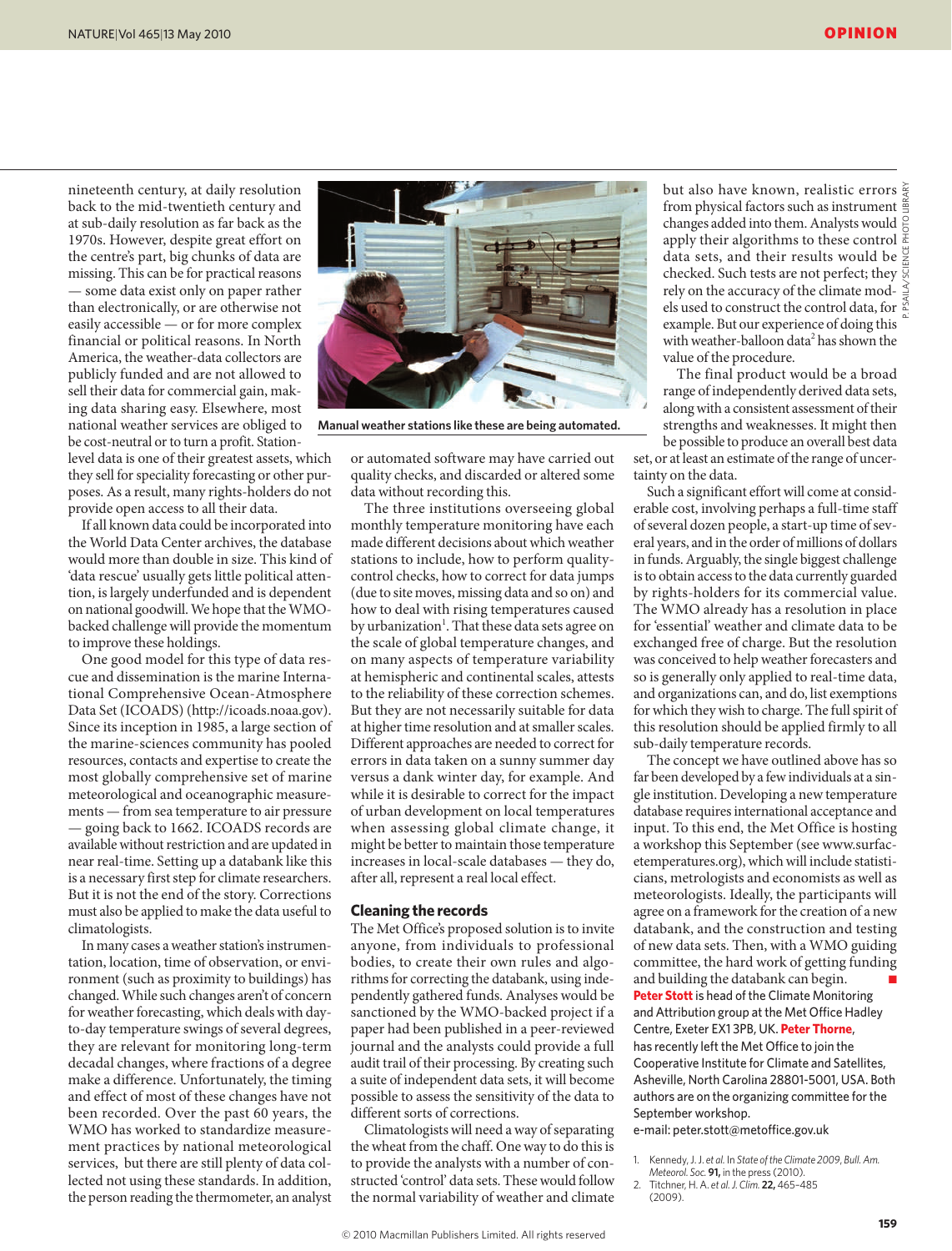nineteenth century, at daily resolution back to the mid-twentieth century and at sub-daily resolution as far back as the 1970s. However, despite great effort on the centre's part, big chunks of data are missing. This can be for practical reasons — some data exist only on paper rather than electronically, or are otherwise not easily accessible — or for more complex financial or political reasons. In North America, the weather-data collectors are publicly funded and are not allowed to sell their data for commercial gain, making data sharing easy. Elsewhere, most national weather services are obliged to be cost-neutral or to turn a profit. Station-level data is one of their greatest assets, which they sell for speciality forecasting or other purposes. As a result, many rights-holders do not provide open access to all their data.

If all known data could be incorporated into the World Data Center archives, the database would more than double in size. This kind of 'data rescue' usually gets little political attention, is largely underfunded and is dependent on national goodwill. We hope that the WMO-backed challenge will provide the momentum to improve these holdings.

One good model for this type of data rescue and dissemination is the marine International Comprehensive Ocean-Atmosphere Data Set (ICOADS) (http://icoads.noaa.gov). Since its inception in 1985, a large section of the marine-sciences community has pooled resources, contacts and expertise to create the most globally comprehensive set of marine meteorological and oceanographic measurements — from sea temperature to air pressure — going back to 1662. ICOADS records are available without restriction and are updated in near real-time. Setting up a databank like this is a necessary first step for climate researchers. But it is not the end of the story. Corrections must also be applied to make the data useful to climatologists.

In many cases a weather station's instrumentation, location, time of observation, or environment (such as proximity to buildings) has changed. While such changes aren't of concern for weather forecasting, which deals with day-to-day temperature swings of several degrees, they are relevant for monitoring long-term decadal changes, where fractions of a degree make a difference. Unfortunately, the timing and effect of most of these changes have not been recorded. Over the past 60 years, the WMO has worked to standardize measurement practices by national meteorological services, but there are still plenty of data collected not using these standards. In addition, the person reading the thermometer, an analyst or automated software may have carried out quality checks, and discarded or altered some data without recording this.

Manual weather stations like these are being automated.

The three institutions overseeing global monthly temperature monitoring have each made different decisions about which weather stations to include, how to perform quality-control checks, how to correct for data jumps (due to site moves, missing data and so on) and how to deal with rising temperatures caused by urbanization[1]. That these data sets agree on the scale of global temperature changes, and on many aspects of temperature variability at hemispheric and continental scales, attests to the reliability of these correction schemes. But they are not necessarily suitable for data at higher time resolution and at smaller scales. Different approaches are needed to correct for errors in data taken on a sunny summer day versus a dank winter day, for example. And while it is desirable to correct for the impact of urban development on local temperatures when assessing global climate change, it might be better to maintain those temperature increases in local-scale databases — they do, after all, represent a real local effect.

## Cleaning the records

The Met Office's proposed solution is to invite anyone, from individuals to professional bodies, to create their own rules and algorithms for correcting the databank, using independently gathered funds. Analyses would be sanctioned by the WMO-backed project if a paper had been published in a peer-reviewed journal and the analysts could provide a full audit trail of their processing. By creating such a suite of independent data sets, it will become possible to assess the sensitivity of the data to different sorts of corrections.

Climatologists will need a way of separating the wheat from the chaff. One way to do this is to provide the analysts with a number of constructed 'control' data sets. These would follow the normal variability of weather and climate but also have known, realistic errors from physical factors such as instrument changes added into them. Analysts would apply their algorithms to these control data sets, and their results would be checked. Such tests are not perfect; they rely on the accuracy of the climate models used to construct the control data, for example. But our experience of doing this with weather-balloon data[2] has shown the value of the procedure.

The final product would be a broad range of independently derived data sets, along with a consistent assessment of their strengths and weaknesses. It might then be possible to produce an overall best data set, or at least an estimate of the range of uncertainty on the data.

Such a significant effort will come at considerable cost, involving perhaps a full-time staff of several dozen people, a start-up time of several years, and in the order of millions of dollars in funds. Arguably, the single biggest challenge is to obtain access to the data currently guarded by rights-holders for its commercial value. The WMO already has a resolution in place for 'essential' weather and climate data to be exchanged free of charge. But the resolution was conceived to help weather forecasters and so is generally only applied to real-time data, and organizations can, and do, list exemptions for which they wish to charge. The full spirit of this resolution should be applied firmly to all sub-daily temperature records.

The concept we have outlined above has so far been developed by a few individuals at a single institution. Developing a new temperature database requires international acceptance and input. To this end, the Met Office is hosting a workshop this September (see www.surfacetemperatures.org), which will include statisticians, metrologists and economists as well as meteorologists. Ideally, the participants will agree on a framework for the creation of a new databank, and the construction and testing of new data sets. Then, with a WMO guiding committee, the hard work of getting funding and building the databank can begin. ■

**Peter Stott** is head of the Climate Monitoring and Attribution group at the Met Office Hadley Centre, Exeter EX1 3PB, UK. **Peter Thorne**, has recently left the Met Office to join the Cooperative Institute for Climate and Satellites, Asheville, North Carolina 28801-5001, USA. Both authors are on the organizing committee for the September workshop.
e-mail: peter.stott@metoffice.gov.uk

1. Kennedy, J. J. *et al.* In *State of the Climate 2009*, *Bull. Am. Meteorol. Soc.* **91,** in the press (2010).
2. Titchner, H. A. *et al. J. Clim.* **22,** 465–485 (2009).